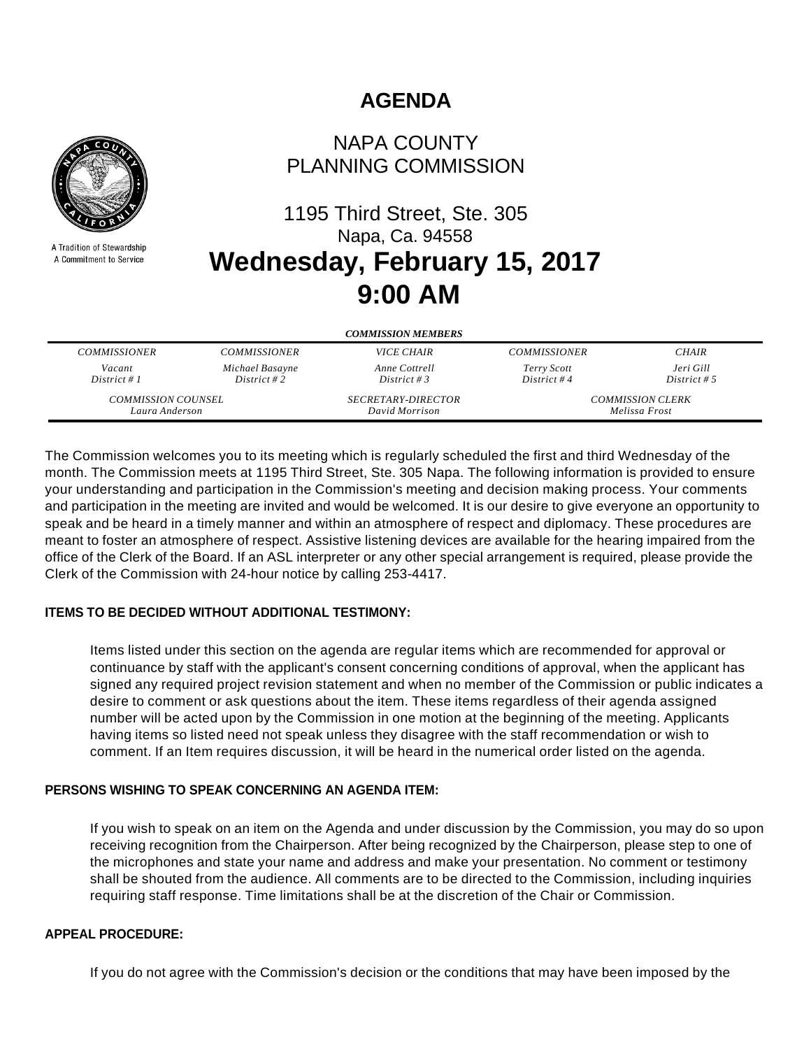# AGENDA

## NAPA COUNTY PLANNING COMMISSION

A Tradition of Stewardship
A Commitment to Service

1195 Third Street, Ste. 305
Napa, Ca. 94558

## Wednesday, February 15, 2017
## 9:00 AM

***COMMISSION MEMBERS***

| *COMMISSIONER* | *COMMISSIONER* | *VICE CHAIR* | *COMMISSIONER* | *CHAIR* |
|---|---|---|---|---|
| *Vacant* *District # 1* | *Michael Basayne* *District # 2* | *Anne Cottrell* *District # 3* | *Terry Scott* *District # 4* | *Jeri Gill* *District # 5* |

| *COMMISSION COUNSEL* | *SECRETARY-DIRECTOR* | *COMMISSION CLERK* |
|---|---|---|
| *Laura Anderson* | *David Morrison* | *Melissa Frost* |

The Commission welcomes you to its meeting which is regularly scheduled the first and third Wednesday of the month. The Commission meets at 1195 Third Street, Ste. 305 Napa. The following information is provided to ensure your understanding and participation in the Commission's meeting and decision making process. Your comments and participation in the meeting are invited and would be welcomed. It is our desire to give everyone an opportunity to speak and be heard in a timely manner and within an atmosphere of respect and diplomacy. These procedures are meant to foster an atmosphere of respect. Assistive listening devices are available for the hearing impaired from the office of the Clerk of the Board. If an ASL interpreter or any other special arrangement is required, please provide the Clerk of the Commission with 24-hour notice by calling 253-4417.

**ITEMS TO BE DECIDED WITHOUT ADDITIONAL TESTIMONY:**

Items listed under this section on the agenda are regular items which are recommended for approval or continuance by staff with the applicant's consent concerning conditions of approval, when the applicant has signed any required project revision statement and when no member of the Commission or public indicates a desire to comment or ask questions about the item. These items regardless of their agenda assigned number will be acted upon by the Commission in one motion at the beginning of the meeting. Applicants having items so listed need not speak unless they disagree with the staff recommendation or wish to comment. If an Item requires discussion, it will be heard in the numerical order listed on the agenda.

**PERSONS WISHING TO SPEAK CONCERNING AN AGENDA ITEM:**

If you wish to speak on an item on the Agenda and under discussion by the Commission, you may do so upon receiving recognition from the Chairperson. After being recognized by the Chairperson, please step to one of the microphones and state your name and address and make your presentation. No comment or testimony shall be shouted from the audience. All comments are to be directed to the Commission, including inquiries requiring staff response. Time limitations shall be at the discretion of the Chair or Commission.

**APPEAL PROCEDURE:**

If you do not agree with the Commission's decision or the conditions that may have been imposed by the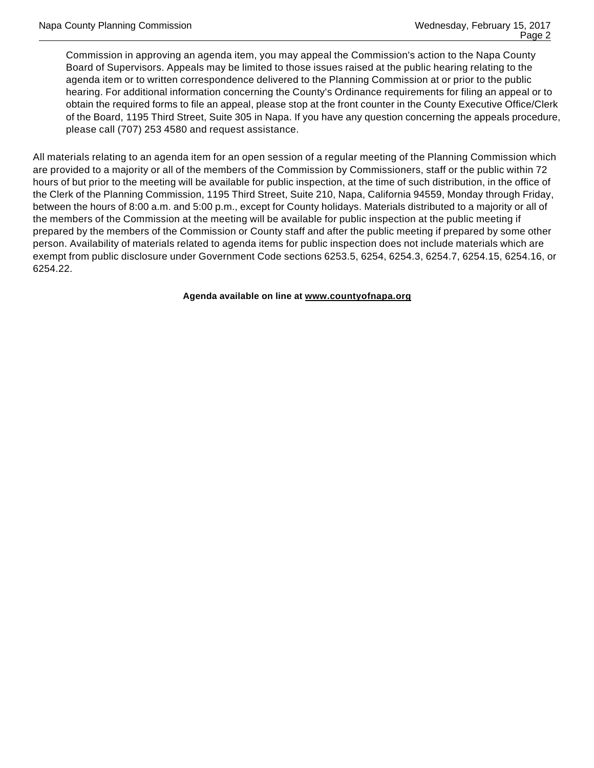Commission in approving an agenda item, you may appeal the Commission's action to the Napa County Board of Supervisors. Appeals may be limited to those issues raised at the public hearing relating to the agenda item or to written correspondence delivered to the Planning Commission at or prior to the public hearing. For additional information concerning the County's Ordinance requirements for filing an appeal or to obtain the required forms to file an appeal, please stop at the front counter in the County Executive Office/Clerk of the Board, 1195 Third Street, Suite 305 in Napa. If you have any question concerning the appeals procedure, please call (707) 253 4580 and request assistance.

All materials relating to an agenda item for an open session of a regular meeting of the Planning Commission which are provided to a majority or all of the members of the Commission by Commissioners, staff or the public within 72 hours of but prior to the meeting will be available for public inspection, at the time of such distribution, in the office of the Clerk of the Planning Commission, 1195 Third Street, Suite 210, Napa, California 94559, Monday through Friday, between the hours of 8:00 a.m. and 5:00 p.m., except for County holidays. Materials distributed to a majority or all of the members of the Commission at the meeting will be available for public inspection at the public meeting if prepared by the members of the Commission or County staff and after the public meeting if prepared by some other person. Availability of materials related to agenda items for public inspection does not include materials which are exempt from public disclosure under Government Code sections 6253.5, 6254, 6254.3, 6254.7, 6254.15, 6254.16, or 6254.22.

**Agenda available on line at www.countyofnapa.org**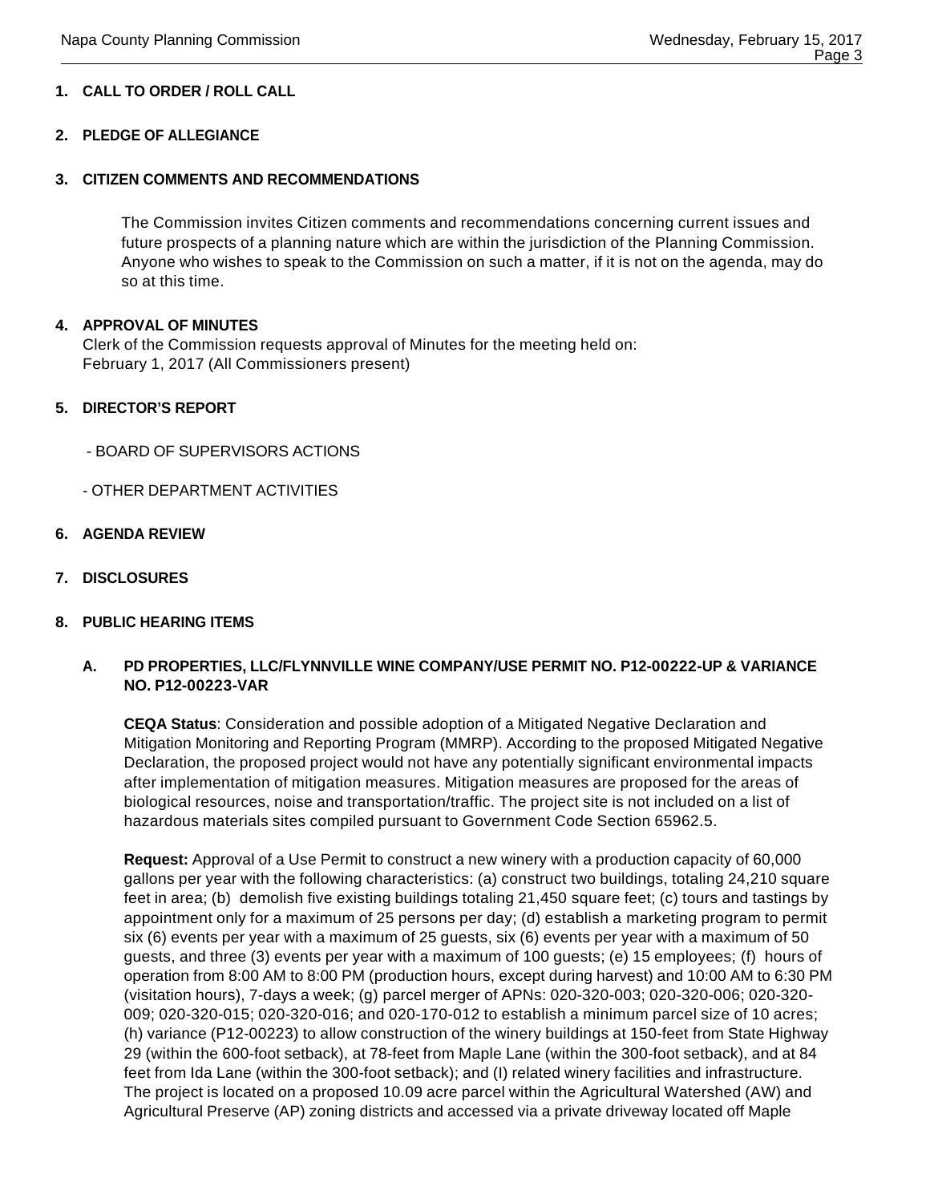**1. CALL TO ORDER / ROLL CALL**

**2. PLEDGE OF ALLEGIANCE**

**3. CITIZEN COMMENTS AND RECOMMENDATIONS**

The Commission invites Citizen comments and recommendations concerning current issues and future prospects of a planning nature which are within the jurisdiction of the Planning Commission. Anyone who wishes to speak to the Commission on such a matter, if it is not on the agenda, may do so at this time.

**4. APPROVAL OF MINUTES**

Clerk of the Commission requests approval of Minutes for the meeting held on:
February 1, 2017 (All Commissioners present)

**5. DIRECTOR'S REPORT**

- BOARD OF SUPERVISORS ACTIONS

- OTHER DEPARTMENT ACTIVITIES

**6. AGENDA REVIEW**

**7. DISCLOSURES**

**8. PUBLIC HEARING ITEMS**

**A. PD PROPERTIES, LLC/FLYNNVILLE WINE COMPANY/USE PERMIT NO. P12-00222-UP & VARIANCE NO. P12-00223-VAR**

**CEQA Status**: Consideration and possible adoption of a Mitigated Negative Declaration and Mitigation Monitoring and Reporting Program (MMRP). According to the proposed Mitigated Negative Declaration, the proposed project would not have any potentially significant environmental impacts after implementation of mitigation measures. Mitigation measures are proposed for the areas of biological resources, noise and transportation/traffic. The project site is not included on a list of hazardous materials sites compiled pursuant to Government Code Section 65962.5.

**Request:** Approval of a Use Permit to construct a new winery with a production capacity of 60,000 gallons per year with the following characteristics: (a) construct two buildings, totaling 24,210 square feet in area; (b) demolish five existing buildings totaling 21,450 square feet; (c) tours and tastings by appointment only for a maximum of 25 persons per day; (d) establish a marketing program to permit six (6) events per year with a maximum of 25 guests, six (6) events per year with a maximum of 50 guests, and three (3) events per year with a maximum of 100 guests; (e) 15 employees; (f) hours of operation from 8:00 AM to 8:00 PM (production hours, except during harvest) and 10:00 AM to 6:30 PM (visitation hours), 7-days a week; (g) parcel merger of APNs: 020-320-003; 020-320-006; 020-320-009; 020-320-015; 020-320-016; and 020-170-012 to establish a minimum parcel size of 10 acres; (h) variance (P12-00223) to allow construction of the winery buildings at 150-feet from State Highway 29 (within the 600-foot setback), at 78-feet from Maple Lane (within the 300-foot setback), and at 84 feet from Ida Lane (within the 300-foot setback); and (I) related winery facilities and infrastructure. The project is located on a proposed 10.09 acre parcel within the Agricultural Watershed (AW) and Agricultural Preserve (AP) zoning districts and accessed via a private driveway located off Maple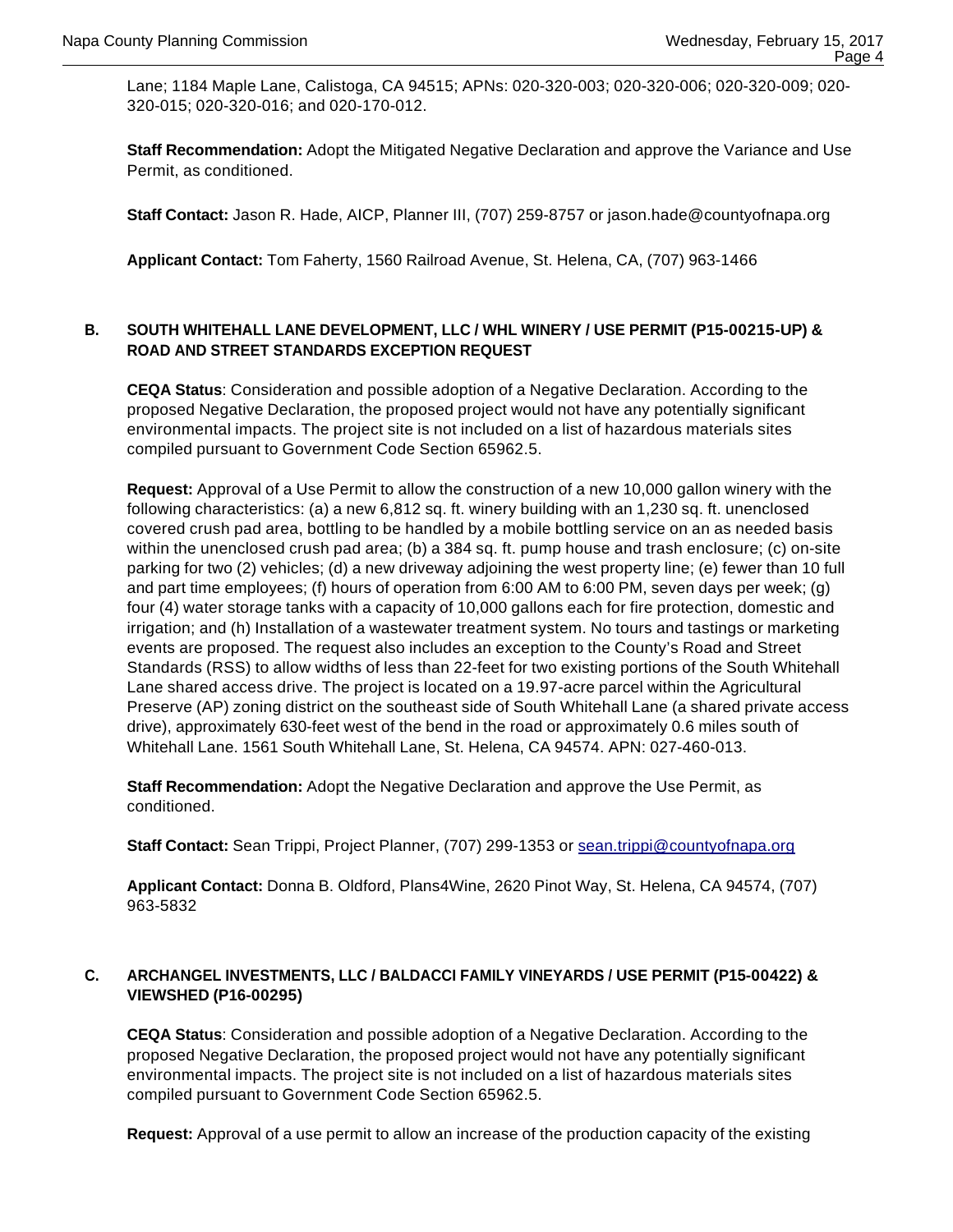Lane; 1184 Maple Lane, Calistoga, CA 94515; APNs: 020-320-003; 020-320-006; 020-320-009; 020-320-015; 020-320-016; and 020-170-012.

**Staff Recommendation:** Adopt the Mitigated Negative Declaration and approve the Variance and Use Permit, as conditioned.

**Staff Contact:** Jason R. Hade, AICP, Planner III, (707) 259-8757 or jason.hade@countyofnapa.org

**Applicant Contact:** Tom Faherty, 1560 Railroad Avenue, St. Helena, CA, (707) 963-1466

### B. SOUTH WHITEHALL LANE DEVELOPMENT, LLC / WHL WINERY / USE PERMIT (P15-00215-UP) & ROAD AND STREET STANDARDS EXCEPTION REQUEST

**CEQA Status**: Consideration and possible adoption of a Negative Declaration. According to the proposed Negative Declaration, the proposed project would not have any potentially significant environmental impacts. The project site is not included on a list of hazardous materials sites compiled pursuant to Government Code Section 65962.5.

**Request:** Approval of a Use Permit to allow the construction of a new 10,000 gallon winery with the following characteristics: (a) a new 6,812 sq. ft. winery building with an 1,230 sq. ft. unenclosed covered crush pad area, bottling to be handled by a mobile bottling service on an as needed basis within the unenclosed crush pad area; (b) a 384 sq. ft. pump house and trash enclosure; (c) on-site parking for two (2) vehicles; (d) a new driveway adjoining the west property line; (e) fewer than 10 full and part time employees; (f) hours of operation from 6:00 AM to 6:00 PM, seven days per week; (g) four (4) water storage tanks with a capacity of 10,000 gallons each for fire protection, domestic and irrigation; and (h) Installation of a wastewater treatment system. No tours and tastings or marketing events are proposed. The request also includes an exception to the County's Road and Street Standards (RSS) to allow widths of less than 22-feet for two existing portions of the South Whitehall Lane shared access drive. The project is located on a 19.97-acre parcel within the Agricultural Preserve (AP) zoning district on the southeast side of South Whitehall Lane (a shared private access drive), approximately 630-feet west of the bend in the road or approximately 0.6 miles south of Whitehall Lane. 1561 South Whitehall Lane, St. Helena, CA 94574. APN: 027-460-013.

**Staff Recommendation:** Adopt the Negative Declaration and approve the Use Permit, as conditioned.

**Staff Contact:** Sean Trippi, Project Planner, (707) 299-1353 or sean.trippi@countyofnapa.org

**Applicant Contact:** Donna B. Oldford, Plans4Wine, 2620 Pinot Way, St. Helena, CA 94574, (707) 963-5832

### C. ARCHANGEL INVESTMENTS, LLC / BALDACCI FAMILY VINEYARDS / USE PERMIT (P15-00422) & VIEWSHED (P16-00295)

**CEQA Status**: Consideration and possible adoption of a Negative Declaration. According to the proposed Negative Declaration, the proposed project would not have any potentially significant environmental impacts. The project site is not included on a list of hazardous materials sites compiled pursuant to Government Code Section 65962.5.

**Request:** Approval of a use permit to allow an increase of the production capacity of the existing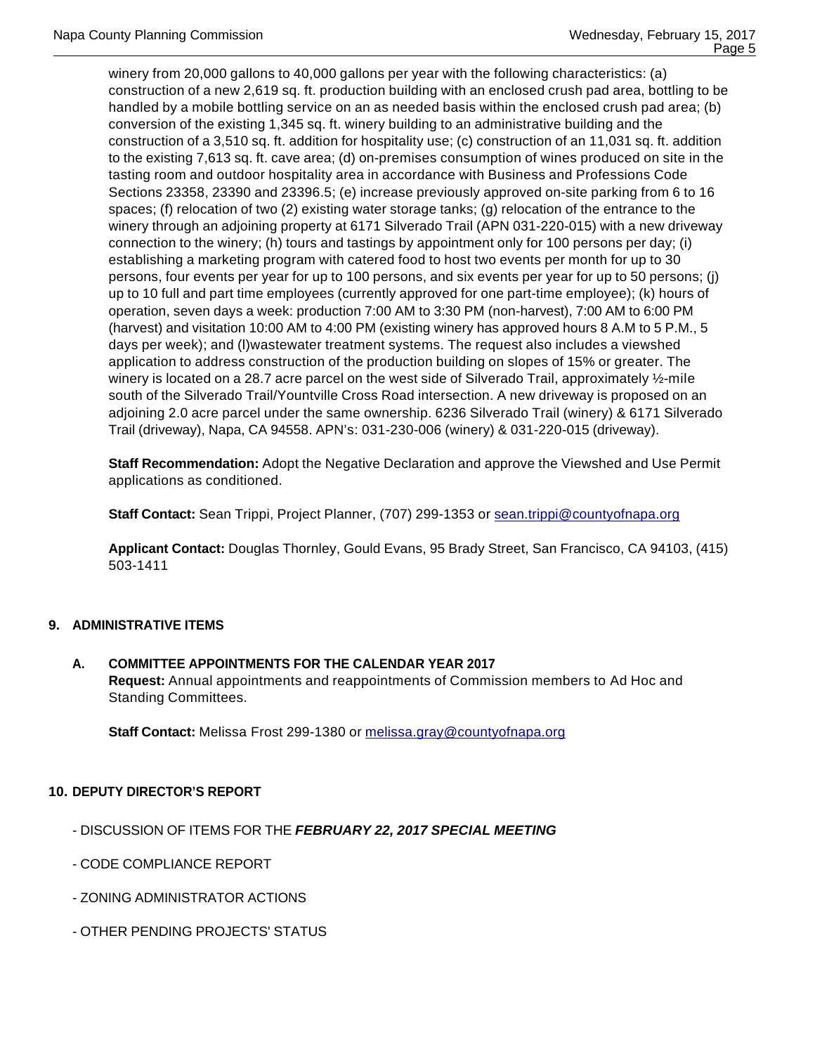winery from 20,000 gallons to 40,000 gallons per year with the following characteristics: (a) construction of a new 2,619 sq. ft. production building with an enclosed crush pad area, bottling to be handled by a mobile bottling service on an as needed basis within the enclosed crush pad area; (b) conversion of the existing 1,345 sq. ft. winery building to an administrative building and the construction of a 3,510 sq. ft. addition for hospitality use; (c) construction of an 11,031 sq. ft. addition to the existing 7,613 sq. ft. cave area; (d) on-premises consumption of wines produced on site in the tasting room and outdoor hospitality area in accordance with Business and Professions Code Sections 23358, 23390 and 23396.5; (e) increase previously approved on-site parking from 6 to 16 spaces; (f) relocation of two (2) existing water storage tanks; (g) relocation of the entrance to the winery through an adjoining property at 6171 Silverado Trail (APN 031-220-015) with a new driveway connection to the winery; (h) tours and tastings by appointment only for 100 persons per day; (i) establishing a marketing program with catered food to host two events per month for up to 30 persons, four events per year for up to 100 persons, and six events per year for up to 50 persons; (j) up to 10 full and part time employees (currently approved for one part-time employee); (k) hours of operation, seven days a week: production 7:00 AM to 3:30 PM (non-harvest), 7:00 AM to 6:00 PM (harvest) and visitation 10:00 AM to 4:00 PM (existing winery has approved hours 8 A.M to 5 P.M., 5 days per week); and (l)wastewater treatment systems. The request also includes a viewshed application to address construction of the production building on slopes of 15% or greater. The winery is located on a 28.7 acre parcel on the west side of Silverado Trail, approximately ½-mile south of the Silverado Trail/Yountville Cross Road intersection. A new driveway is proposed on an adjoining 2.0 acre parcel under the same ownership. 6236 Silverado Trail (winery) & 6171 Silverado Trail (driveway), Napa, CA 94558. APN's: 031-230-006 (winery) & 031-220-015 (driveway).

**Staff Recommendation:** Adopt the Negative Declaration and approve the Viewshed and Use Permit applications as conditioned.

**Staff Contact:** Sean Trippi, Project Planner, (707) 299-1353 or sean.trippi@countyofnapa.org

**Applicant Contact:** Douglas Thornley, Gould Evans, 95 Brady Street, San Francisco, CA 94103, (415) 503-1411

## 9. ADMINISTRATIVE ITEMS

**A. COMMITTEE APPOINTMENTS FOR THE CALENDAR YEAR 2017**
**Request:** Annual appointments and reappointments of Commission members to Ad Hoc and Standing Committees.

**Staff Contact:** Melissa Frost 299-1380 or melissa.gray@countyofnapa.org

## 10. DEPUTY DIRECTOR'S REPORT

- DISCUSSION OF ITEMS FOR THE ***FEBRUARY 22, 2017 SPECIAL MEETING***

- CODE COMPLIANCE REPORT

- ZONING ADMINISTRATOR ACTIONS

- OTHER PENDING PROJECTS' STATUS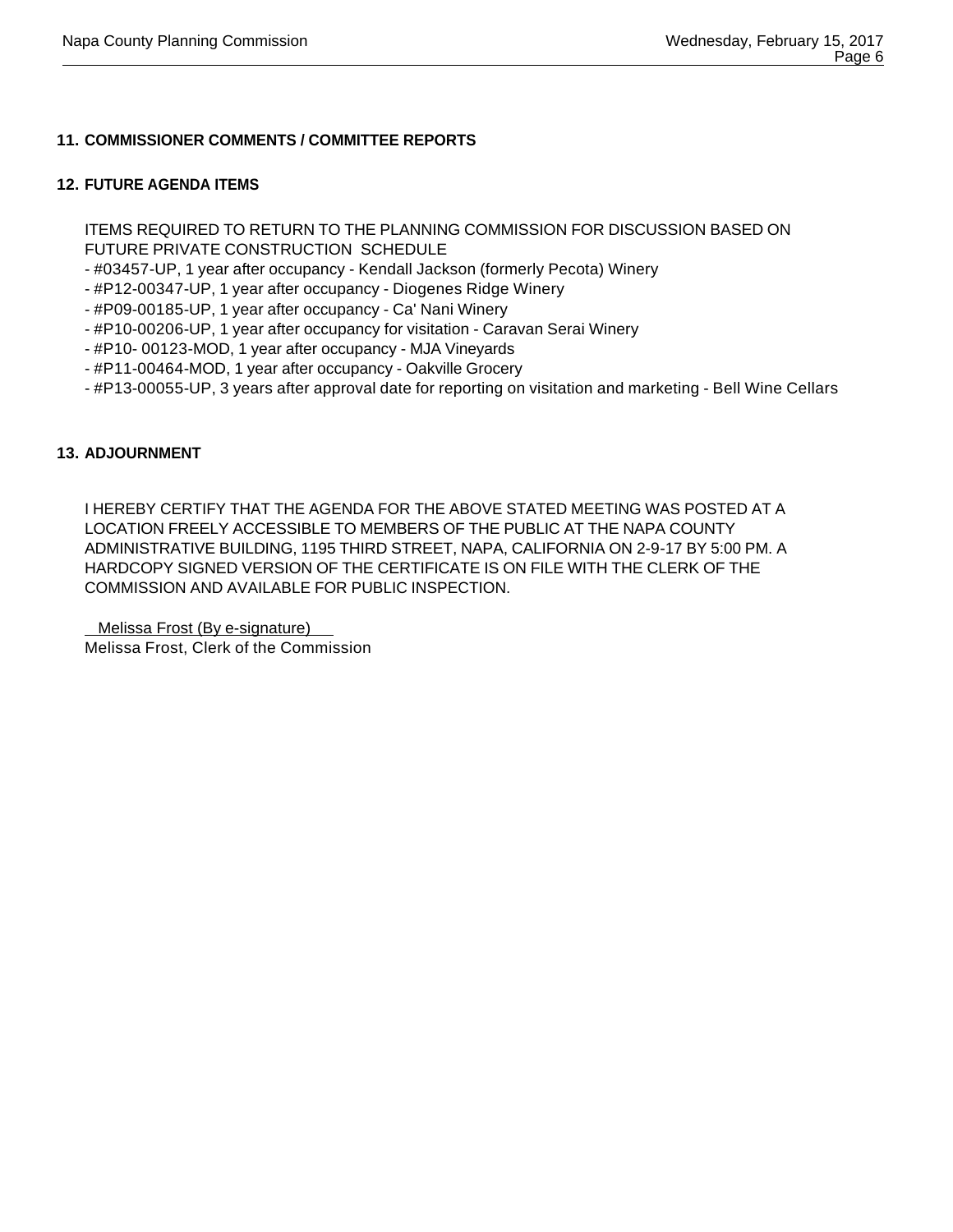## 11. COMMISSIONER COMMENTS / COMMITTEE REPORTS

## 12. FUTURE AGENDA ITEMS

ITEMS REQUIRED TO RETURN TO THE PLANNING COMMISSION FOR DISCUSSION BASED ON FUTURE PRIVATE CONSTRUCTION SCHEDULE

- #03457-UP, 1 year after occupancy - Kendall Jackson (formerly Pecota) Winery
- #P12-00347-UP, 1 year after occupancy - Diogenes Ridge Winery
- #P09-00185-UP, 1 year after occupancy - Ca' Nani Winery
- #P10-00206-UP, 1 year after occupancy for visitation - Caravan Serai Winery
- #P10- 00123-MOD, 1 year after occupancy - MJA Vineyards
- #P11-00464-MOD, 1 year after occupancy - Oakville Grocery
- #P13-00055-UP, 3 years after approval date for reporting on visitation and marketing - Bell Wine Cellars

## 13. ADJOURNMENT

I HEREBY CERTIFY THAT THE AGENDA FOR THE ABOVE STATED MEETING WAS POSTED AT A LOCATION FREELY ACCESSIBLE TO MEMBERS OF THE PUBLIC AT THE NAPA COUNTY ADMINISTRATIVE BUILDING, 1195 THIRD STREET, NAPA, CALIFORNIA ON 2-9-17 BY 5:00 PM. A HARDCOPY SIGNED VERSION OF THE CERTIFICATE IS ON FILE WITH THE CLERK OF THE COMMISSION AND AVAILABLE FOR PUBLIC INSPECTION.

Melissa Frost (By e-signature)

Melissa Frost, Clerk of the Commission